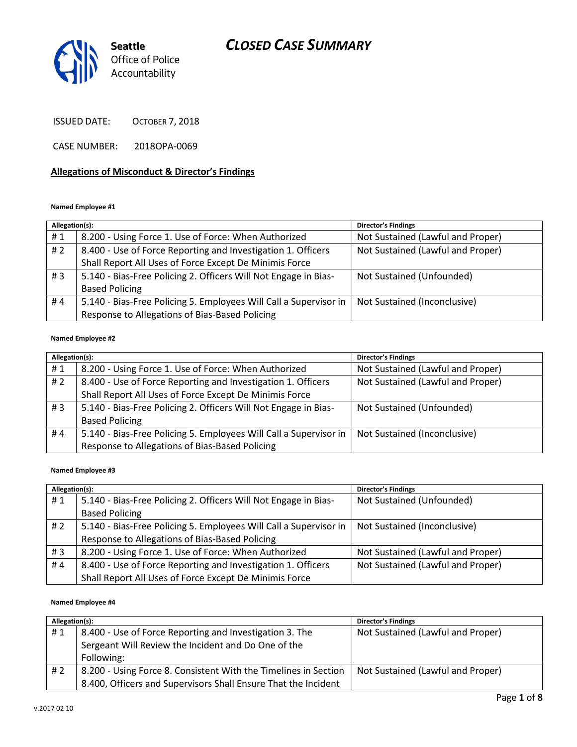# CLOSED CASE SUMMARY

Seattle Office of Police Accountability

ISSUED DATE: OCTOBER 7, 2018

CASE NUMBER: 2018OPA-0069

## Allegations of Misconduct & Director's Findings

**Named Employee #1**

| Allegation(s): | | Director's Findings |
|---|---|---|
| # 1 | 8.200 - Using Force 1. Use of Force: When Authorized | Not Sustained (Lawful and Proper) |
| # 2 | 8.400 - Use of Force Reporting and Investigation 1. Officers Shall Report All Uses of Force Except De Minimis Force | Not Sustained (Lawful and Proper) |
| # 3 | 5.140 - Bias-Free Policing 2. Officers Will Not Engage in Bias-Based Policing | Not Sustained (Unfounded) |
| # 4 | 5.140 - Bias-Free Policing 5. Employees Will Call a Supervisor in Response to Allegations of Bias-Based Policing | Not Sustained (Inconclusive) |

**Named Employee #2**

| Allegation(s): | | Director's Findings |
|---|---|---|
| # 1 | 8.200 - Using Force 1. Use of Force: When Authorized | Not Sustained (Lawful and Proper) |
| # 2 | 8.400 - Use of Force Reporting and Investigation 1. Officers Shall Report All Uses of Force Except De Minimis Force | Not Sustained (Lawful and Proper) |
| # 3 | 5.140 - Bias-Free Policing 2. Officers Will Not Engage in Bias-Based Policing | Not Sustained (Unfounded) |
| # 4 | 5.140 - Bias-Free Policing 5. Employees Will Call a Supervisor in Response to Allegations of Bias-Based Policing | Not Sustained (Inconclusive) |

**Named Employee #3**

| Allegation(s): | | Director's Findings |
|---|---|---|
| # 1 | 5.140 - Bias-Free Policing 2. Officers Will Not Engage in Bias-Based Policing | Not Sustained (Unfounded) |
| # 2 | 5.140 - Bias-Free Policing 5. Employees Will Call a Supervisor in Response to Allegations of Bias-Based Policing | Not Sustained (Inconclusive) |
| # 3 | 8.200 - Using Force 1. Use of Force: When Authorized | Not Sustained (Lawful and Proper) |
| # 4 | 8.400 - Use of Force Reporting and Investigation 1. Officers Shall Report All Uses of Force Except De Minimis Force | Not Sustained (Lawful and Proper) |

**Named Employee #4**

| Allegation(s): | | Director's Findings |
|---|---|---|
| # 1 | 8.400 - Use of Force Reporting and Investigation 3. The Sergeant Will Review the Incident and Do One of the Following: | Not Sustained (Lawful and Proper) |
| # 2 | 8.200 - Using Force 8. Consistent With the Timelines in Section 8.400, Officers and Supervisors Shall Ensure That the Incident | Not Sustained (Lawful and Proper) |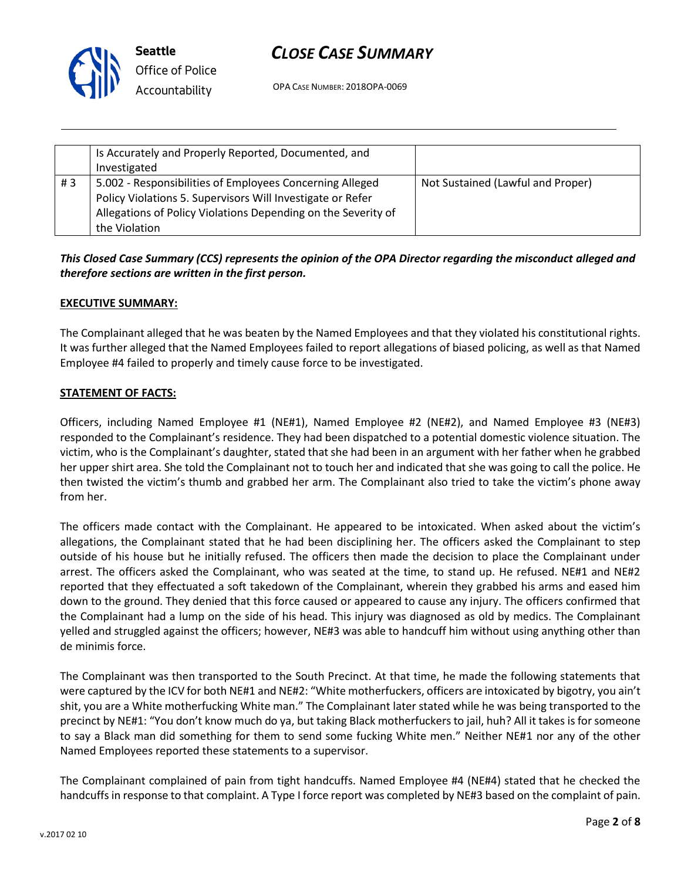| | | |
|---|---|---|
| | Is Accurately and Properly Reported, Documented, and Investigated | |
| # 3 | 5.002 - Responsibilities of Employees Concerning Alleged Policy Violations 5. Supervisors Will Investigate or Refer Allegations of Policy Violations Depending on the Severity of the Violation | Not Sustained (Lawful and Proper) |

***This Closed Case Summary (CCS) represents the opinion of the OPA Director regarding the misconduct alleged and therefore sections are written in the first person.***

**EXECUTIVE SUMMARY:**

The Complainant alleged that he was beaten by the Named Employees and that they violated his constitutional rights. It was further alleged that the Named Employees failed to report allegations of biased policing, as well as that Named Employee #4 failed to properly and timely cause force to be investigated.

**STATEMENT OF FACTS:**

Officers, including Named Employee #1 (NE#1), Named Employee #2 (NE#2), and Named Employee #3 (NE#3) responded to the Complainant's residence. They had been dispatched to a potential domestic violence situation. The victim, who is the Complainant's daughter, stated that she had been in an argument with her father when he grabbed her upper shirt area. She told the Complainant not to touch her and indicated that she was going to call the police. He then twisted the victim's thumb and grabbed her arm. The Complainant also tried to take the victim's phone away from her.

The officers made contact with the Complainant. He appeared to be intoxicated. When asked about the victim's allegations, the Complainant stated that he had been disciplining her. The officers asked the Complainant to step outside of his house but he initially refused. The officers then made the decision to place the Complainant under arrest. The officers asked the Complainant, who was seated at the time, to stand up. He refused. NE#1 and NE#2 reported that they effectuated a soft takedown of the Complainant, wherein they grabbed his arms and eased him down to the ground. They denied that this force caused or appeared to cause any injury. The officers confirmed that the Complainant had a lump on the side of his head. This injury was diagnosed as old by medics. The Complainant yelled and struggled against the officers; however, NE#3 was able to handcuff him without using anything other than de minimis force.

The Complainant was then transported to the South Precinct. At that time, he made the following statements that were captured by the ICV for both NE#1 and NE#2: "White motherfuckers, officers are intoxicated by bigotry, you ain't shit, you are a White motherfucking White man." The Complainant later stated while he was being transported to the precinct by NE#1: "You don't know much do ya, but taking Black motherfuckers to jail, huh? All it takes is for someone to say a Black man did something for them to send some fucking White men." Neither NE#1 nor any of the other Named Employees reported these statements to a supervisor.

The Complainant complained of pain from tight handcuffs. Named Employee #4 (NE#4) stated that he checked the handcuffs in response to that complaint. A Type I force report was completed by NE#3 based on the complaint of pain.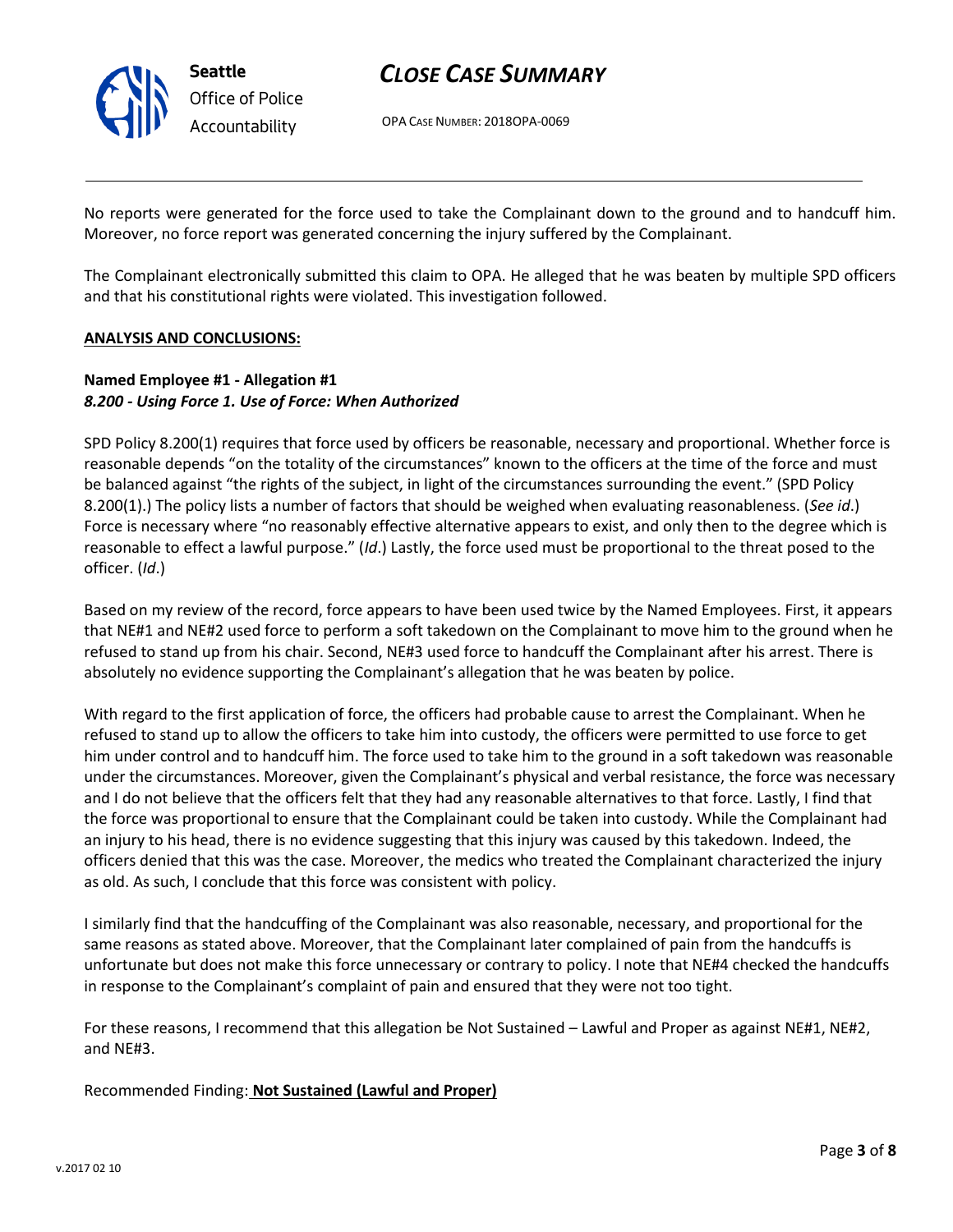No reports were generated for the force used to take the Complainant down to the ground and to handcuff him. Moreover, no force report was generated concerning the injury suffered by the Complainant.

The Complainant electronically submitted this claim to OPA. He alleged that he was beaten by multiple SPD officers and that his constitutional rights were violated. This investigation followed.

**ANALYSIS AND CONCLUSIONS:**

**Named Employee #1 - Allegation #1**
***8.200 - Using Force 1. Use of Force: When Authorized***

SPD Policy 8.200(1) requires that force used by officers be reasonable, necessary and proportional. Whether force is reasonable depends "on the totality of the circumstances" known to the officers at the time of the force and must be balanced against "the rights of the subject, in light of the circumstances surrounding the event." (SPD Policy 8.200(1).) The policy lists a number of factors that should be weighed when evaluating reasonableness. (*See id*.) Force is necessary where "no reasonably effective alternative appears to exist, and only then to the degree which is reasonable to effect a lawful purpose." (*Id*.) Lastly, the force used must be proportional to the threat posed to the officer. (*Id*.)

Based on my review of the record, force appears to have been used twice by the Named Employees. First, it appears that NE#1 and NE#2 used force to perform a soft takedown on the Complainant to move him to the ground when he refused to stand up from his chair. Second, NE#3 used force to handcuff the Complainant after his arrest. There is absolutely no evidence supporting the Complainant's allegation that he was beaten by police.

With regard to the first application of force, the officers had probable cause to arrest the Complainant. When he refused to stand up to allow the officers to take him into custody, the officers were permitted to use force to get him under control and to handcuff him. The force used to take him to the ground in a soft takedown was reasonable under the circumstances. Moreover, given the Complainant's physical and verbal resistance, the force was necessary and I do not believe that the officers felt that they had any reasonable alternatives to that force. Lastly, I find that the force was proportional to ensure that the Complainant could be taken into custody. While the Complainant had an injury to his head, there is no evidence suggesting that this injury was caused by this takedown. Indeed, the officers denied that this was the case. Moreover, the medics who treated the Complainant characterized the injury as old. As such, I conclude that this force was consistent with policy.

I similarly find that the handcuffing of the Complainant was also reasonable, necessary, and proportional for the same reasons as stated above. Moreover, that the Complainant later complained of pain from the handcuffs is unfortunate but does not make this force unnecessary or contrary to policy. I note that NE#4 checked the handcuffs in response to the Complainant's complaint of pain and ensured that they were not too tight.

For these reasons, I recommend that this allegation be Not Sustained – Lawful and Proper as against NE#1, NE#2, and NE#3.

Recommended Finding: **Not Sustained (Lawful and Proper)**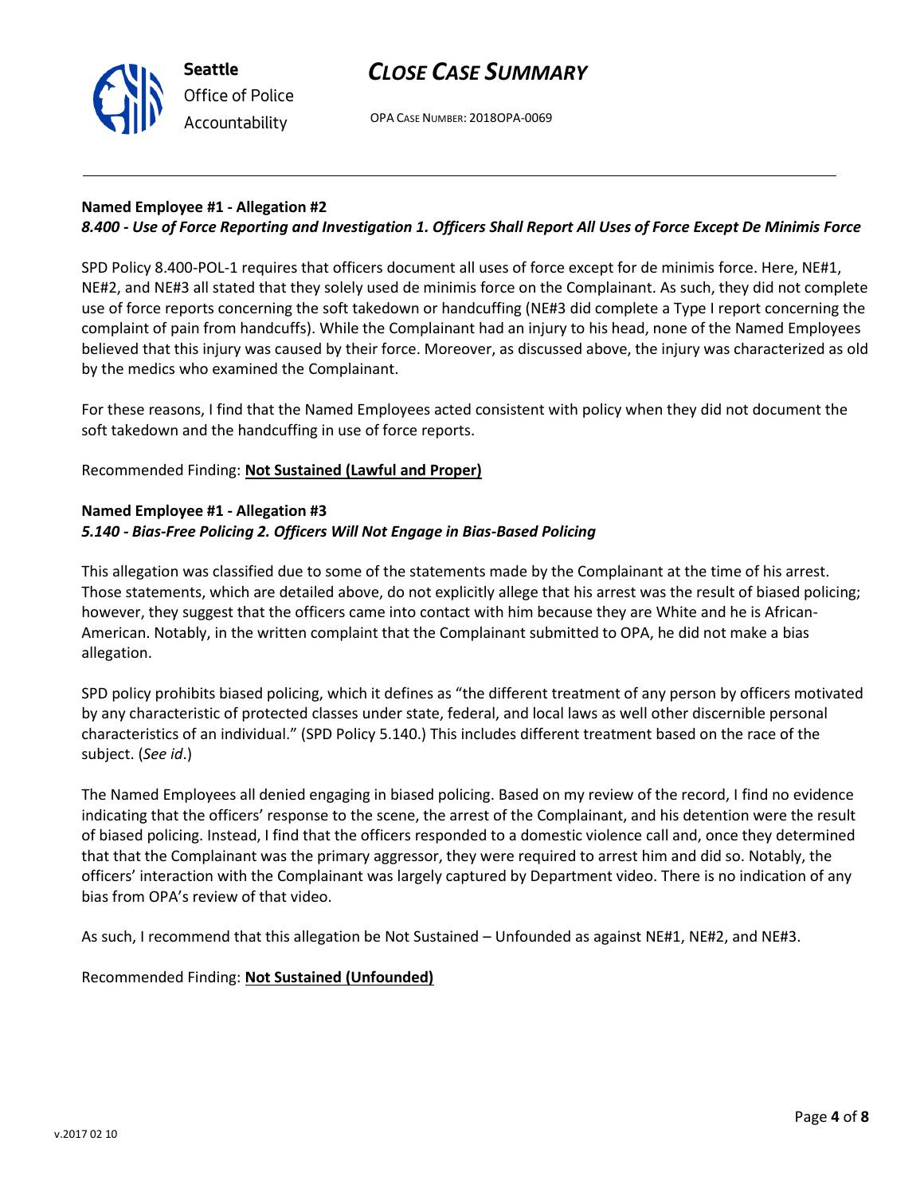**Named Employee #1 - Allegation #2**
***8.400 - Use of Force Reporting and Investigation 1. Officers Shall Report All Uses of Force Except De Minimis Force***

SPD Policy 8.400-POL-1 requires that officers document all uses of force except for de minimis force. Here, NE#1, NE#2, and NE#3 all stated that they solely used de minimis force on the Complainant. As such, they did not complete use of force reports concerning the soft takedown or handcuffing (NE#3 did complete a Type I report concerning the complaint of pain from handcuffs). While the Complainant had an injury to his head, none of the Named Employees believed that this injury was caused by their force. Moreover, as discussed above, the injury was characterized as old by the medics who examined the Complainant.

For these reasons, I find that the Named Employees acted consistent with policy when they did not document the soft takedown and the handcuffing in use of force reports.

Recommended Finding: **Not Sustained (Lawful and Proper)**

**Named Employee #1 - Allegation #3**
***5.140 - Bias-Free Policing 2. Officers Will Not Engage in Bias-Based Policing***

This allegation was classified due to some of the statements made by the Complainant at the time of his arrest. Those statements, which are detailed above, do not explicitly allege that his arrest was the result of biased policing; however, they suggest that the officers came into contact with him because they are White and he is African-American. Notably, in the written complaint that the Complainant submitted to OPA, he did not make a bias allegation.

SPD policy prohibits biased policing, which it defines as "the different treatment of any person by officers motivated by any characteristic of protected classes under state, federal, and local laws as well other discernible personal characteristics of an individual." (SPD Policy 5.140.) This includes different treatment based on the race of the subject. (*See id*.)

The Named Employees all denied engaging in biased policing. Based on my review of the record, I find no evidence indicating that the officers' response to the scene, the arrest of the Complainant, and his detention were the result of biased policing. Instead, I find that the officers responded to a domestic violence call and, once they determined that that the Complainant was the primary aggressor, they were required to arrest him and did so. Notably, the officers' interaction with the Complainant was largely captured by Department video. There is no indication of any bias from OPA's review of that video.

As such, I recommend that this allegation be Not Sustained – Unfounded as against NE#1, NE#2, and NE#3.

Recommended Finding: **Not Sustained (Unfounded)**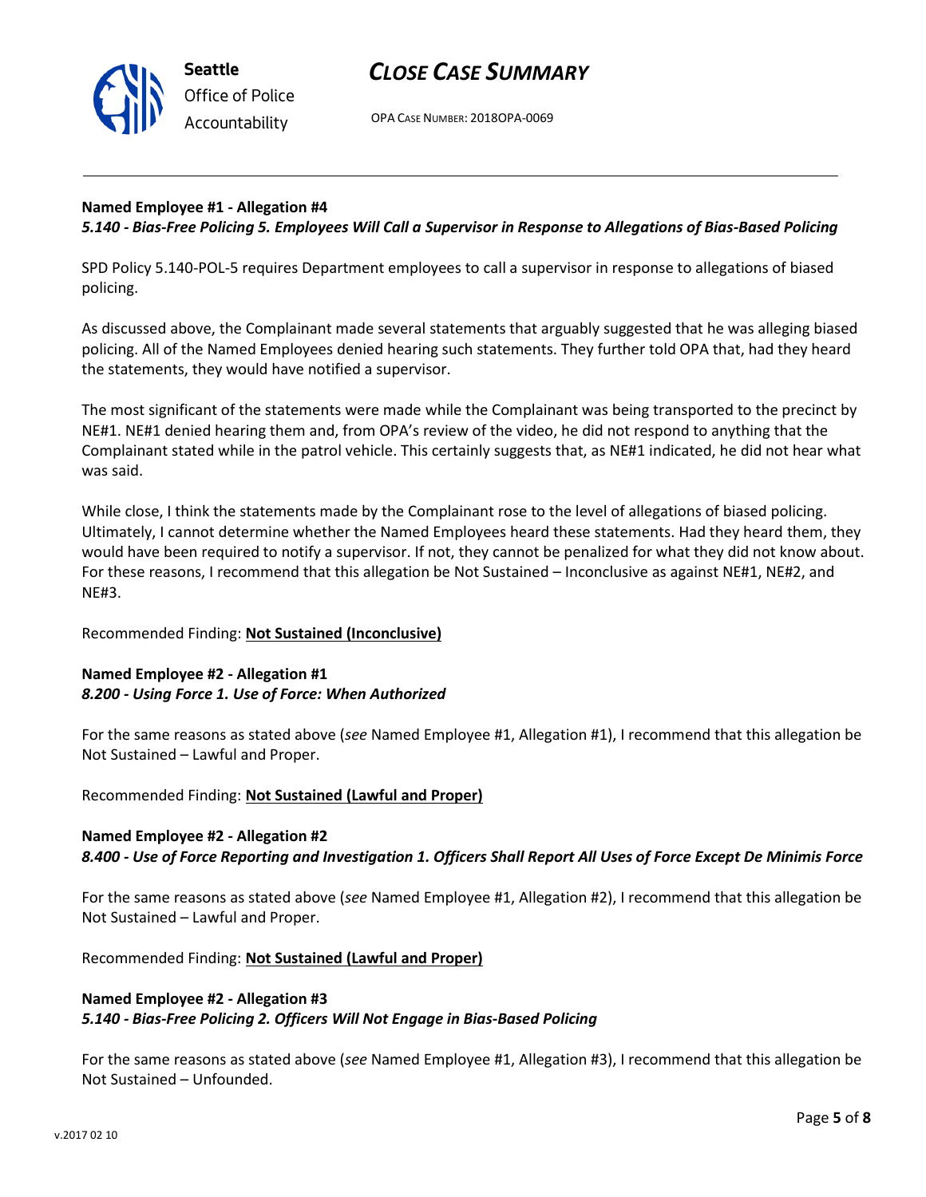**Named Employee #1 - Allegation #4**
***5.140 - Bias-Free Policing 5. Employees Will Call a Supervisor in Response to Allegations of Bias-Based Policing***

SPD Policy 5.140-POL-5 requires Department employees to call a supervisor in response to allegations of biased policing.

As discussed above, the Complainant made several statements that arguably suggested that he was alleging biased policing. All of the Named Employees denied hearing such statements. They further told OPA that, had they heard the statements, they would have notified a supervisor.

The most significant of the statements were made while the Complainant was being transported to the precinct by NE#1. NE#1 denied hearing them and, from OPA's review of the video, he did not respond to anything that the Complainant stated while in the patrol vehicle. This certainly suggests that, as NE#1 indicated, he did not hear what was said.

While close, I think the statements made by the Complainant rose to the level of allegations of biased policing. Ultimately, I cannot determine whether the Named Employees heard these statements. Had they heard them, they would have been required to notify a supervisor. If not, they cannot be penalized for what they did not know about. For these reasons, I recommend that this allegation be Not Sustained – Inconclusive as against NE#1, NE#2, and NE#3.

Recommended Finding: **Not Sustained (Inconclusive)**

**Named Employee #2 - Allegation #1**
***8.200 - Using Force 1. Use of Force: When Authorized***

For the same reasons as stated above (*see* Named Employee #1, Allegation #1), I recommend that this allegation be Not Sustained – Lawful and Proper.

Recommended Finding: **Not Sustained (Lawful and Proper)**

**Named Employee #2 - Allegation #2**
***8.400 - Use of Force Reporting and Investigation 1. Officers Shall Report All Uses of Force Except De Minimis Force***

For the same reasons as stated above (*see* Named Employee #1, Allegation #2), I recommend that this allegation be Not Sustained – Lawful and Proper.

Recommended Finding: **Not Sustained (Lawful and Proper)**

**Named Employee #2 - Allegation #3**
***5.140 - Bias-Free Policing 2. Officers Will Not Engage in Bias-Based Policing***

For the same reasons as stated above (*see* Named Employee #1, Allegation #3), I recommend that this allegation be Not Sustained – Unfounded.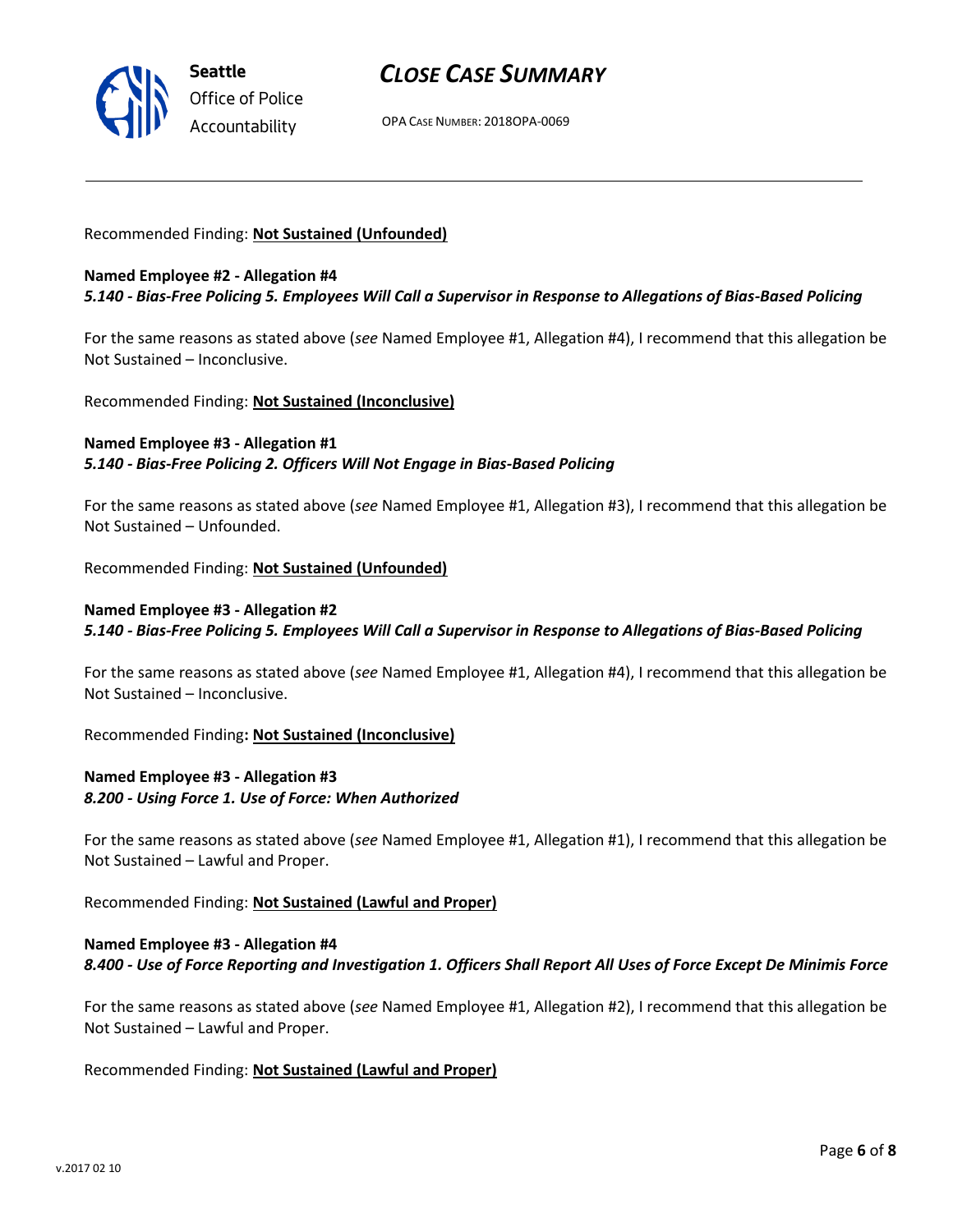Recommended Finding: **Not Sustained (Unfounded)**

**Named Employee #2 - Allegation #4**
***5.140 - Bias-Free Policing 5. Employees Will Call a Supervisor in Response to Allegations of Bias-Based Policing***

For the same reasons as stated above (*see* Named Employee #1, Allegation #4), I recommend that this allegation be Not Sustained – Inconclusive.

Recommended Finding: **Not Sustained (Inconclusive)**

**Named Employee #3 - Allegation #1**
***5.140 - Bias-Free Policing 2. Officers Will Not Engage in Bias-Based Policing***

For the same reasons as stated above (*see* Named Employee #1, Allegation #3), I recommend that this allegation be Not Sustained – Unfounded.

Recommended Finding: **Not Sustained (Unfounded)**

**Named Employee #3 - Allegation #2**
***5.140 - Bias-Free Policing 5. Employees Will Call a Supervisor in Response to Allegations of Bias-Based Policing***

For the same reasons as stated above (*see* Named Employee #1, Allegation #4), I recommend that this allegation be Not Sustained – Inconclusive.

Recommended Finding**: Not Sustained (Inconclusive)**

**Named Employee #3 - Allegation #3**
***8.200 - Using Force 1. Use of Force: When Authorized***

For the same reasons as stated above (*see* Named Employee #1, Allegation #1), I recommend that this allegation be Not Sustained – Lawful and Proper.

Recommended Finding: **Not Sustained (Lawful and Proper)**

**Named Employee #3 - Allegation #4**
***8.400 - Use of Force Reporting and Investigation 1. Officers Shall Report All Uses of Force Except De Minimis Force***

For the same reasons as stated above (*see* Named Employee #1, Allegation #2), I recommend that this allegation be Not Sustained – Lawful and Proper.

Recommended Finding: **Not Sustained (Lawful and Proper)**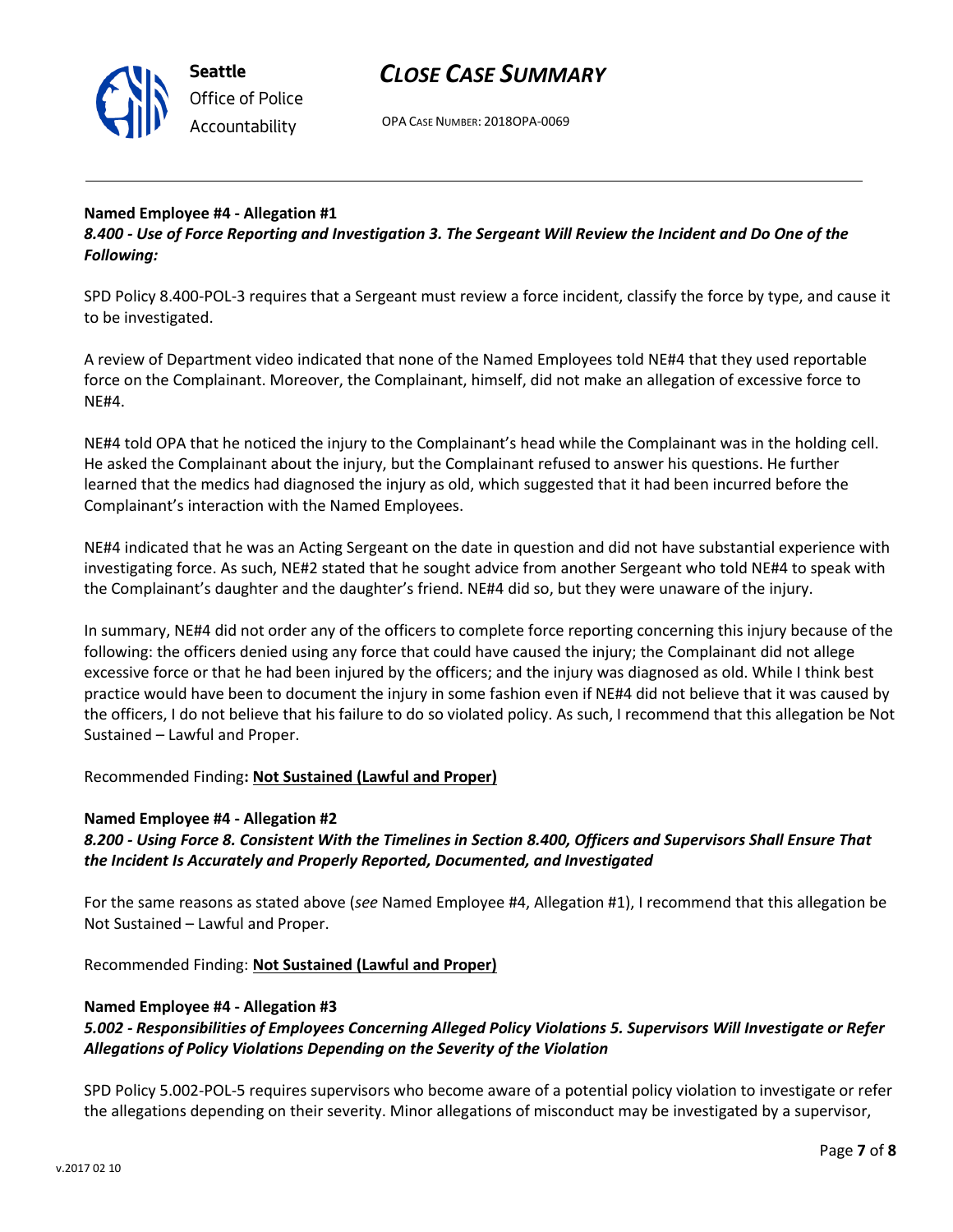**Named Employee #4 - Allegation #1**

***8.400 - Use of Force Reporting and Investigation 3. The Sergeant Will Review the Incident and Do One of the Following:***

SPD Policy 8.400-POL-3 requires that a Sergeant must review a force incident, classify the force by type, and cause it to be investigated.

A review of Department video indicated that none of the Named Employees told NE#4 that they used reportable force on the Complainant. Moreover, the Complainant, himself, did not make an allegation of excessive force to NE#4.

NE#4 told OPA that he noticed the injury to the Complainant's head while the Complainant was in the holding cell. He asked the Complainant about the injury, but the Complainant refused to answer his questions. He further learned that the medics had diagnosed the injury as old, which suggested that it had been incurred before the Complainant's interaction with the Named Employees.

NE#4 indicated that he was an Acting Sergeant on the date in question and did not have substantial experience with investigating force. As such, NE#2 stated that he sought advice from another Sergeant who told NE#4 to speak with the Complainant's daughter and the daughter's friend. NE#4 did so, but they were unaware of the injury.

In summary, NE#4 did not order any of the officers to complete force reporting concerning this injury because of the following: the officers denied using any force that could have caused the injury; the Complainant did not allege excessive force or that he had been injured by the officers; and the injury was diagnosed as old. While I think best practice would have been to document the injury in some fashion even if NE#4 did not believe that it was caused by the officers, I do not believe that his failure to do so violated policy. As such, I recommend that this allegation be Not Sustained – Lawful and Proper.

Recommended Finding**: Not Sustained (Lawful and Proper)**

**Named Employee #4 - Allegation #2**

***8.200 - Using Force 8. Consistent With the Timelines in Section 8.400, Officers and Supervisors Shall Ensure That the Incident Is Accurately and Properly Reported, Documented, and Investigated***

For the same reasons as stated above (*see* Named Employee #4, Allegation #1), I recommend that this allegation be Not Sustained – Lawful and Proper.

Recommended Finding: **Not Sustained (Lawful and Proper)**

**Named Employee #4 - Allegation #3**

***5.002 - Responsibilities of Employees Concerning Alleged Policy Violations 5. Supervisors Will Investigate or Refer Allegations of Policy Violations Depending on the Severity of the Violation***

SPD Policy 5.002-POL-5 requires supervisors who become aware of a potential policy violation to investigate or refer the allegations depending on their severity. Minor allegations of misconduct may be investigated by a supervisor,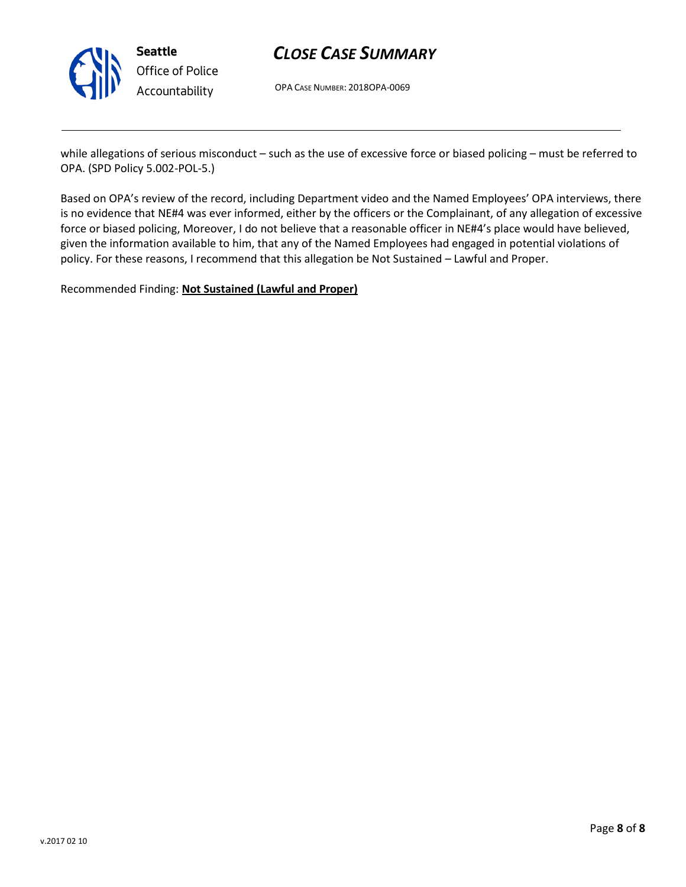while allegations of serious misconduct – such as the use of excessive force or biased policing – must be referred to OPA. (SPD Policy 5.002-POL-5.)

Based on OPA's review of the record, including Department video and the Named Employees' OPA interviews, there is no evidence that NE#4 was ever informed, either by the officers or the Complainant, of any allegation of excessive force or biased policing, Moreover, I do not believe that a reasonable officer in NE#4's place would have believed, given the information available to him, that any of the Named Employees had engaged in potential violations of policy. For these reasons, I recommend that this allegation be Not Sustained – Lawful and Proper.

Recommended Finding: **Not Sustained (Lawful and Proper)**